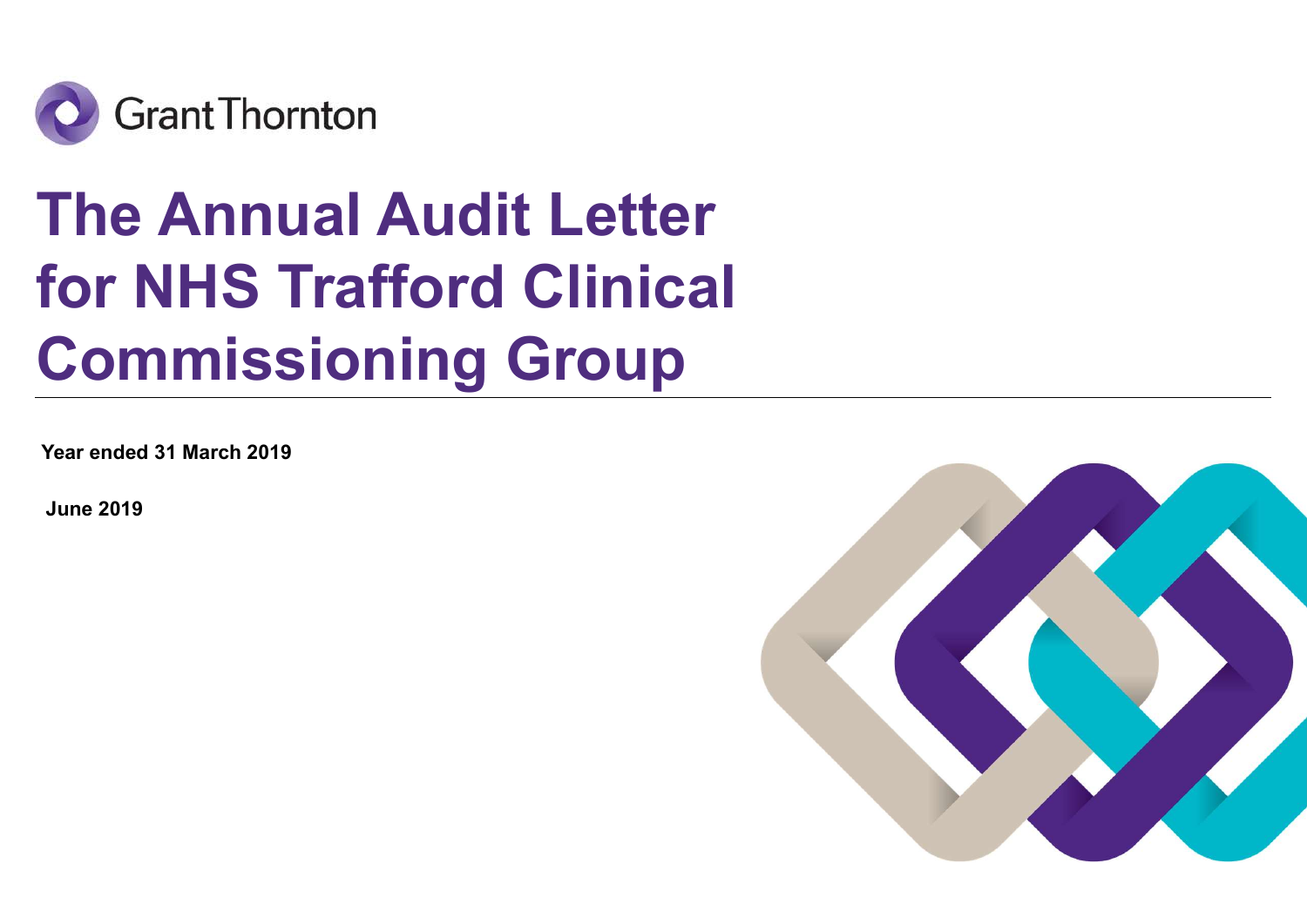Grant Thornton

# The Annual Audit Letter for NHS Trafford Clinical Commissioning Group

**Year ended 31 March 2019**

**June 2019**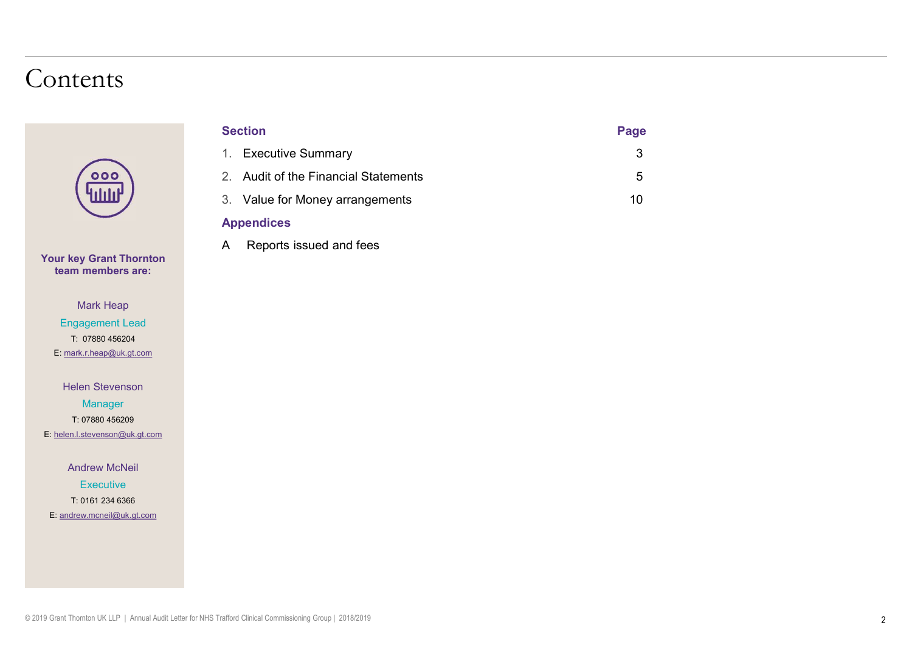# Contents

| Section | Page |
|---|---|
| 1. Executive Summary | 3 |
| 2. Audit of the Financial Statements | 5 |
| 3. Value for Money arrangements | 10 |

**Appendices**

A Reports issued and fees

**Your key Grant Thornton team members are:**

Mark Heap
Engagement Lead
T: 07880 456204
E: mark.r.heap@uk.gt.com

Helen Stevenson
Manager
T: 07880 456209
E: helen.l.stevenson@uk.gt.com

Andrew McNeil
Executive
T: 0161 234 6366
E: andrew.mcneil@uk.gt.com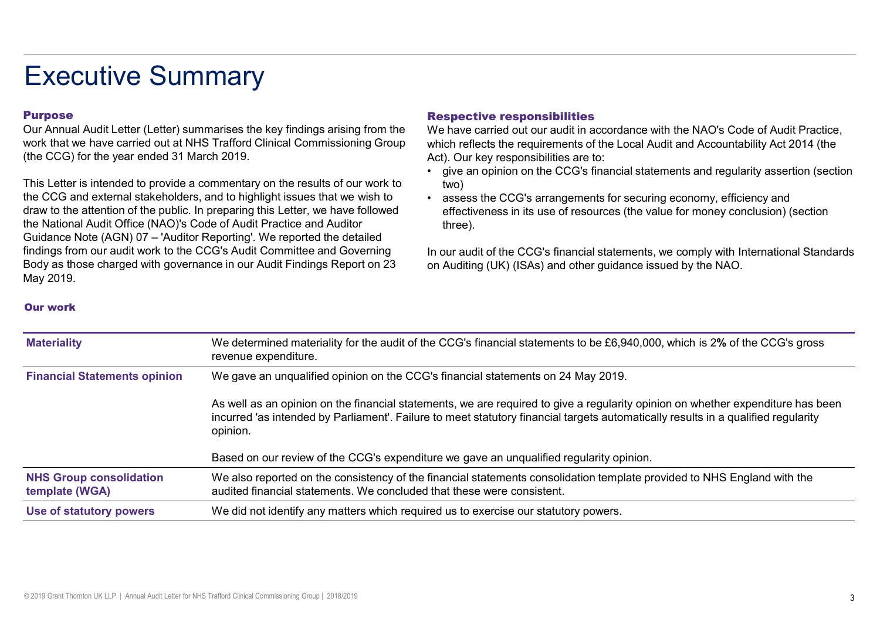# Executive Summary

### Purpose

Our Annual Audit Letter (Letter) summarises the key findings arising from the work that we have carried out at NHS Trafford Clinical Commissioning Group (the CCG) for the year ended 31 March 2019.

This Letter is intended to provide a commentary on the results of our work to the CCG and external stakeholders, and to highlight issues that we wish to draw to the attention of the public. In preparing this Letter, we have followed the National Audit Office (NAO)'s Code of Audit Practice and Auditor Guidance Note (AGN) 07 – 'Auditor Reporting'. We reported the detailed findings from our audit work to the CCG's Audit Committee and Governing Body as those charged with governance in our Audit Findings Report on 23 May 2019.

### Respective responsibilities

We have carried out our audit in accordance with the NAO's Code of Audit Practice, which reflects the requirements of the Local Audit and Accountability Act 2014 (the Act). Our key responsibilities are to:

- give an opinion on the CCG's financial statements and regularity assertion (section two)
- assess the CCG's arrangements for securing economy, efficiency and effectiveness in its use of resources (the value for money conclusion) (section three).

In our audit of the CCG's financial statements, we comply with International Standards on Auditing (UK) (ISAs) and other guidance issued by the NAO.

### Our work

| | |
|---|---|
| **Materiality** | We determined materiality for the audit of the CCG's financial statements to be £6,940,000, which is 2**%** of the CCG's gross revenue expenditure. |
| **Financial Statements opinion** | We gave an unqualified opinion on the CCG's financial statements on 24 May 2019.<br><br>As well as an opinion on the financial statements, we are required to give a regularity opinion on whether expenditure has been incurred 'as intended by Parliament'. Failure to meet statutory financial targets automatically results in a qualified regularity opinion.<br><br>Based on our review of the CCG's expenditure we gave an unqualified regularity opinion. |
| **NHS Group consolidation template (WGA)** | We also reported on the consistency of the financial statements consolidation template provided to NHS England with the audited financial statements. We concluded that these were consistent. |
| **Use of statutory powers** | We did not identify any matters which required us to exercise our statutory powers. |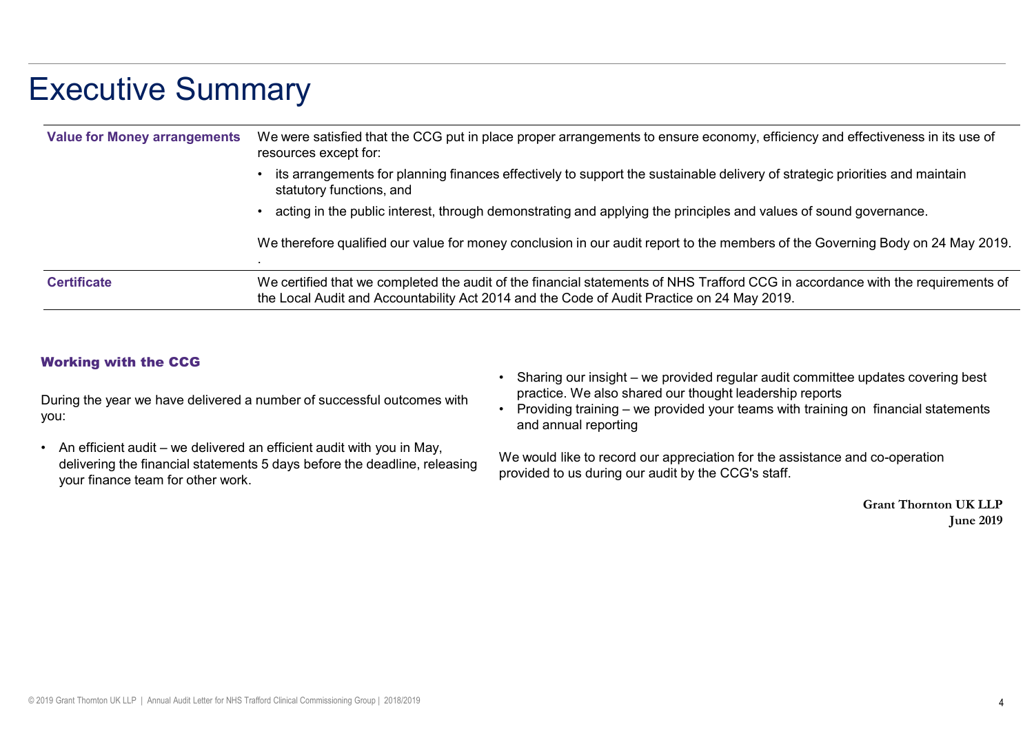# Executive Summary

| | |
|---|---|
| **Value for Money arrangements** | We were satisfied that the CCG put in place proper arrangements to ensure economy, efficiency and effectiveness in its use of resources except for:<br>• its arrangements for planning finances effectively to support the sustainable delivery of strategic priorities and maintain statutory functions, and<br>• acting in the public interest, through demonstrating and applying the principles and values of sound governance.<br><br>We therefore qualified our value for money conclusion in our audit report to the members of the Governing Body on 24 May 2019.<br>. |
| **Certificate** | We certified that we completed the audit of the financial statements of NHS Trafford CCG in accordance with the requirements of the Local Audit and Accountability Act 2014 and the Code of Audit Practice on 24 May 2019. |

### Working with the CCG

During the year we have delivered a number of successful outcomes with you:

- An efficient audit – we delivered an efficient audit with you in May, delivering the financial statements 5 days before the deadline, releasing your finance team for other work.
- Sharing our insight – we provided regular audit committee updates covering best practice. We also shared our thought leadership reports
- Providing training – we provided your teams with training on financial statements and annual reporting

We would like to record our appreciation for the assistance and co-operation provided to us during our audit by the CCG's staff.

**Grant Thornton UK LLP**
**June 2019**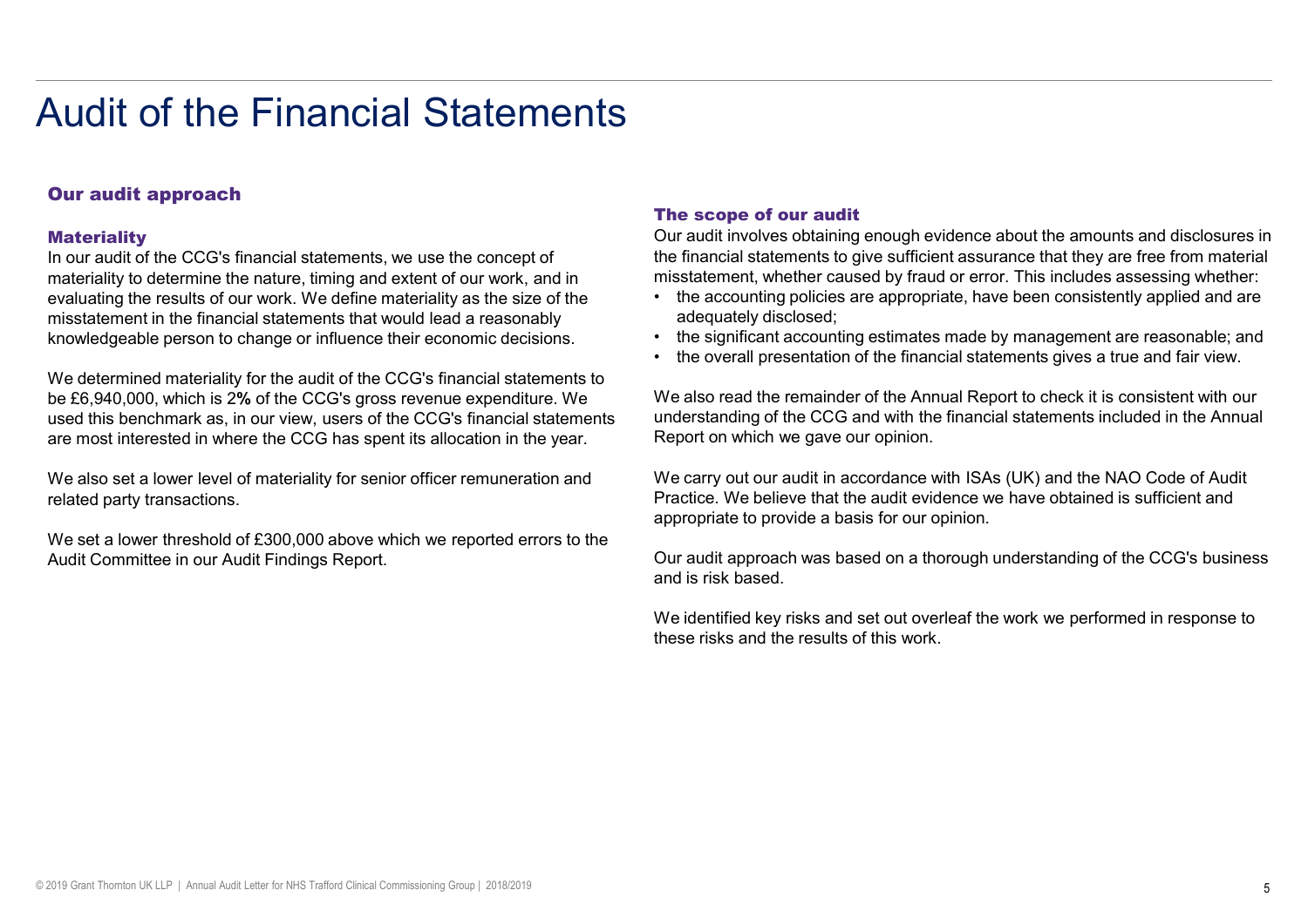# Audit of the Financial Statements

## Our audit approach

### Materiality

In our audit of the CCG's financial statements, we use the concept of materiality to determine the nature, timing and extent of our work, and in evaluating the results of our work. We define materiality as the size of the misstatement in the financial statements that would lead a reasonably knowledgeable person to change or influence their economic decisions.

We determined materiality for the audit of the CCG's financial statements to be £6,940,000, which is 2% of the CCG's gross revenue expenditure. We used this benchmark as, in our view, users of the CCG's financial statements are most interested in where the CCG has spent its allocation in the year.

We also set a lower level of materiality for senior officer remuneration and related party transactions.

We set a lower threshold of £300,000 above which we reported errors to the Audit Committee in our Audit Findings Report.

### The scope of our audit

Our audit involves obtaining enough evidence about the amounts and disclosures in the financial statements to give sufficient assurance that they are free from material misstatement, whether caused by fraud or error. This includes assessing whether:

- the accounting policies are appropriate, have been consistently applied and are adequately disclosed;
- the significant accounting estimates made by management are reasonable; and
- the overall presentation of the financial statements gives a true and fair view.

We also read the remainder of the Annual Report to check it is consistent with our understanding of the CCG and with the financial statements included in the Annual Report on which we gave our opinion.

We carry out our audit in accordance with ISAs (UK) and the NAO Code of Audit Practice. We believe that the audit evidence we have obtained is sufficient and appropriate to provide a basis for our opinion.

Our audit approach was based on a thorough understanding of the CCG's business and is risk based.

We identified key risks and set out overleaf the work we performed in response to these risks and the results of this work.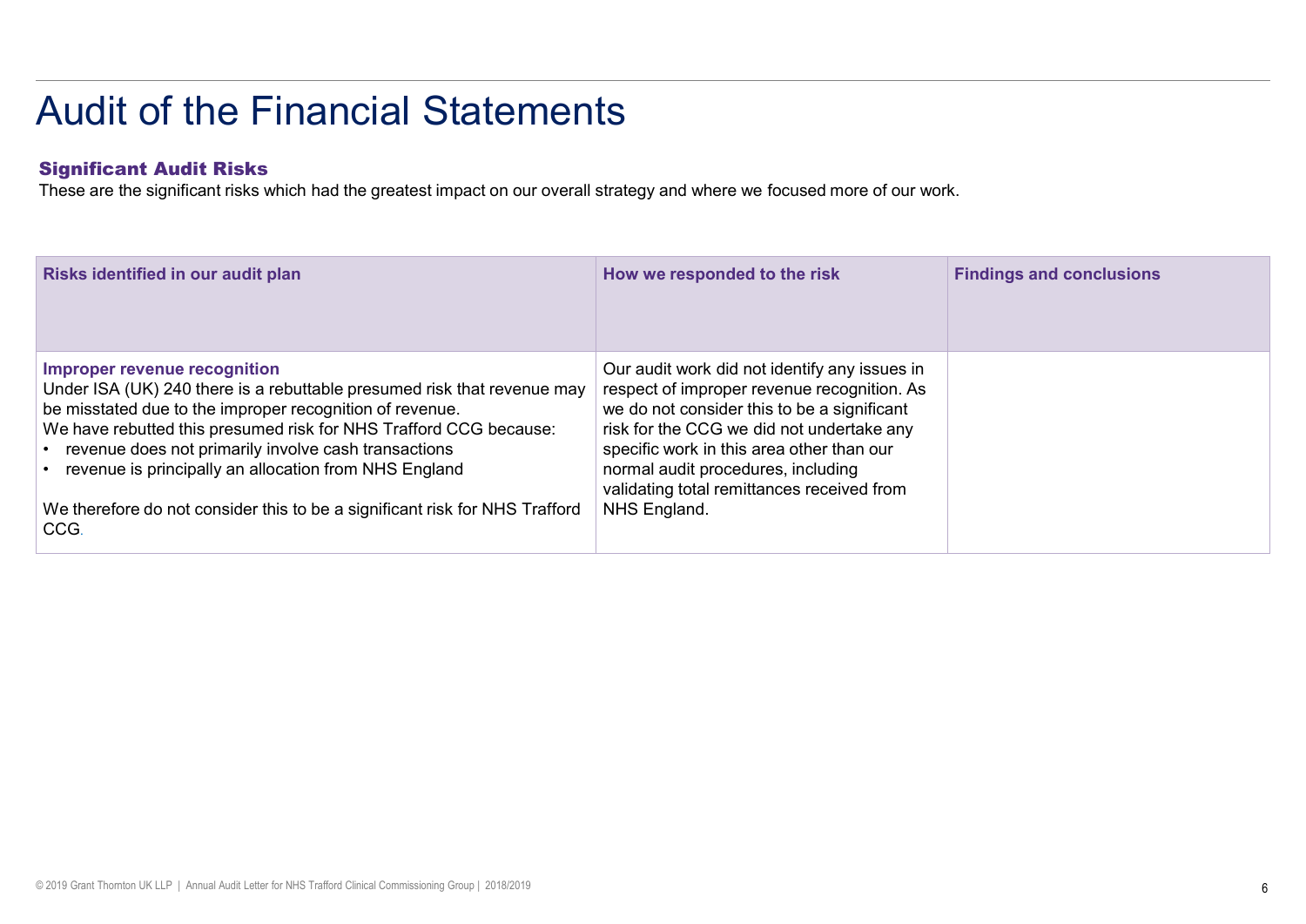# Audit of the Financial Statements

## Significant Audit Risks

These are the significant risks which had the greatest impact on our overall strategy and where we focused more of our work.

| Risks identified in our audit plan | How we responded to the risk | Findings and conclusions |
| --- | --- | --- |
| **Improper revenue recognition**<br>Under ISA (UK) 240 there is a rebuttable presumed risk that revenue may be misstated due to the improper recognition of revenue.<br>We have rebutted this presumed risk for NHS Trafford CCG because:<br>• revenue does not primarily involve cash transactions<br>• revenue is principally an allocation from NHS England<br><br>We therefore do not consider this to be a significant risk for NHS Trafford CCG. | Our audit work did not identify any issues in respect of improper revenue recognition. As we do not consider this to be a significant risk for the CCG we did not undertake any specific work in this area other than our normal audit procedures, including validating total remittances received from NHS England. | |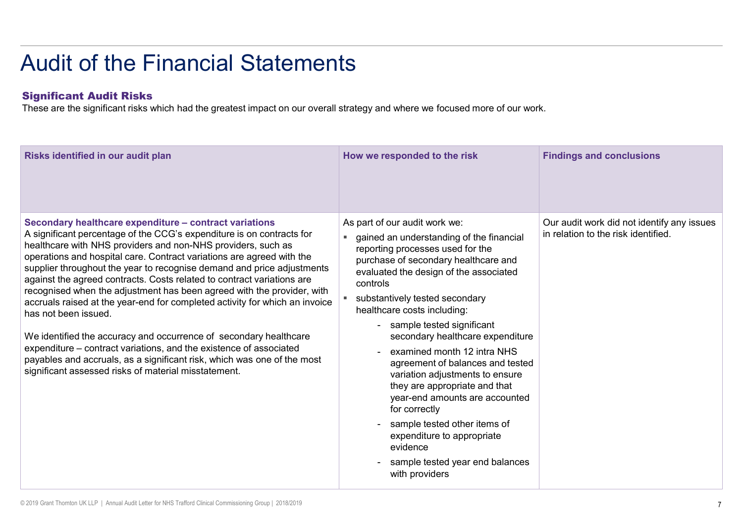# Audit of the Financial Statements

### Significant Audit Risks

These are the significant risks which had the greatest impact on our overall strategy and where we focused more of our work.

| Risks identified in our audit plan | How we responded to the risk | Findings and conclusions |
| --- | --- | --- |
| **Secondary healthcare expenditure – contract variations**<br>A significant percentage of the CCG's expenditure is on contracts for healthcare with NHS providers and non-NHS providers, such as operations and hospital care. Contract variations are agreed with the supplier throughout the year to recognise demand and price adjustments against the agreed contracts. Costs related to contract variations are recognised when the adjustment has been agreed with the provider, with accruals raised at the year-end for completed activity for which an invoice has not been issued.<br><br>We identified the accuracy and occurrence of secondary healthcare expenditure – contract variations, and the existence of associated payables and accruals, as a significant risk, which was one of the most significant assessed risks of material misstatement. | As part of our audit work we:<br>▪ gained an understanding of the financial reporting processes used for the purchase of secondary healthcare and evaluated the design of the associated controls<br>▪ substantively tested secondary healthcare costs including:<br>- sample tested significant secondary healthcare expenditure<br>- examined month 12 intra NHS agreement of balances and tested variation adjustments to ensure they are appropriate and that year-end amounts are accounted for correctly<br>- sample tested other items of expenditure to appropriate evidence<br>- sample tested year end balances with providers | Our audit work did not identify any issues in relation to the risk identified. |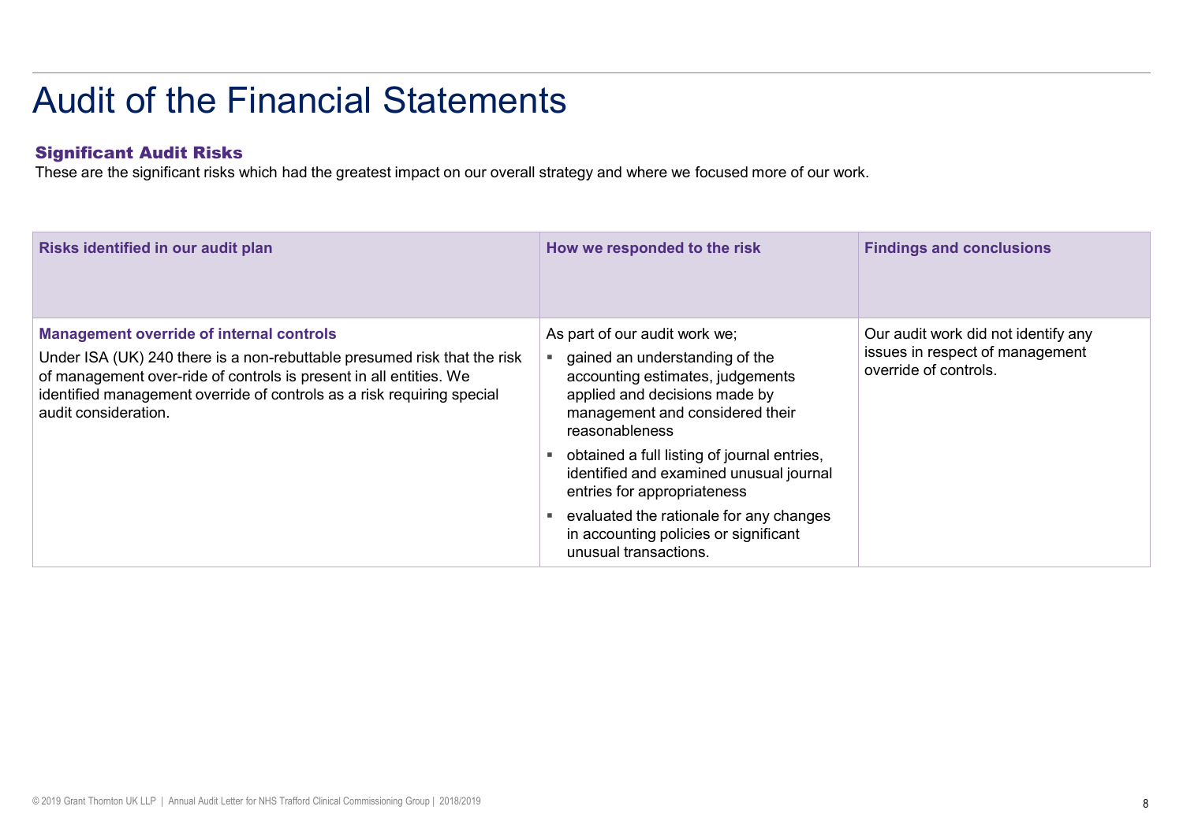# Audit of the Financial Statements

## Significant Audit Risks

These are the significant risks which had the greatest impact on our overall strategy and where we focused more of our work.

| Risks identified in our audit plan | How we responded to the risk | Findings and conclusions |
|---|---|---|
| **Management override of internal controls**<br>Under ISA (UK) 240 there is a non-rebuttable presumed risk that the risk of management over-ride of controls is present in all entities. We identified management override of controls as a risk requiring special audit consideration. | As part of our audit work we;<br>▪ gained an understanding of the accounting estimates, judgements applied and decisions made by management and considered their reasonableness<br>▪ obtained a full listing of journal entries, identified and examined unusual journal entries for appropriateness<br>▪ evaluated the rationale for any changes in accounting policies or significant unusual transactions. | Our audit work did not identify any issues in respect of management override of controls. |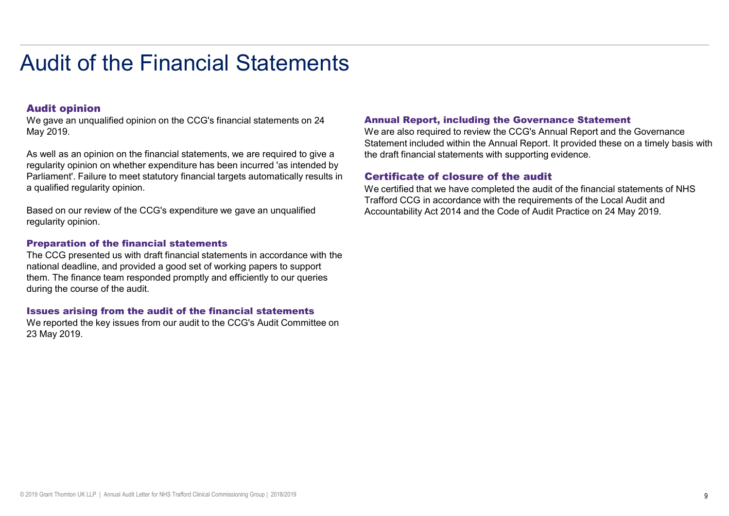# Audit of the Financial Statements

### Audit opinion

We gave an unqualified opinion on the CCG's financial statements on 24 May 2019.

As well as an opinion on the financial statements, we are required to give a regularity opinion on whether expenditure has been incurred 'as intended by Parliament'. Failure to meet statutory financial targets automatically results in a qualified regularity opinion.

Based on our review of the CCG's expenditure we gave an unqualified regularity opinion.

### Preparation of the financial statements

The CCG presented us with draft financial statements in accordance with the national deadline, and provided a good set of working papers to support them. The finance team responded promptly and efficiently to our queries during the course of the audit.

### Issues arising from the audit of the financial statements

We reported the key issues from our audit to the CCG's Audit Committee on 23 May 2019.

### Annual Report, including the Governance Statement

We are also required to review the CCG's Annual Report and the Governance Statement included within the Annual Report. It provided these on a timely basis with the draft financial statements with supporting evidence.

### Certificate of closure of the audit

We certified that we have completed the audit of the financial statements of NHS Trafford CCG in accordance with the requirements of the Local Audit and Accountability Act 2014 and the Code of Audit Practice on 24 May 2019.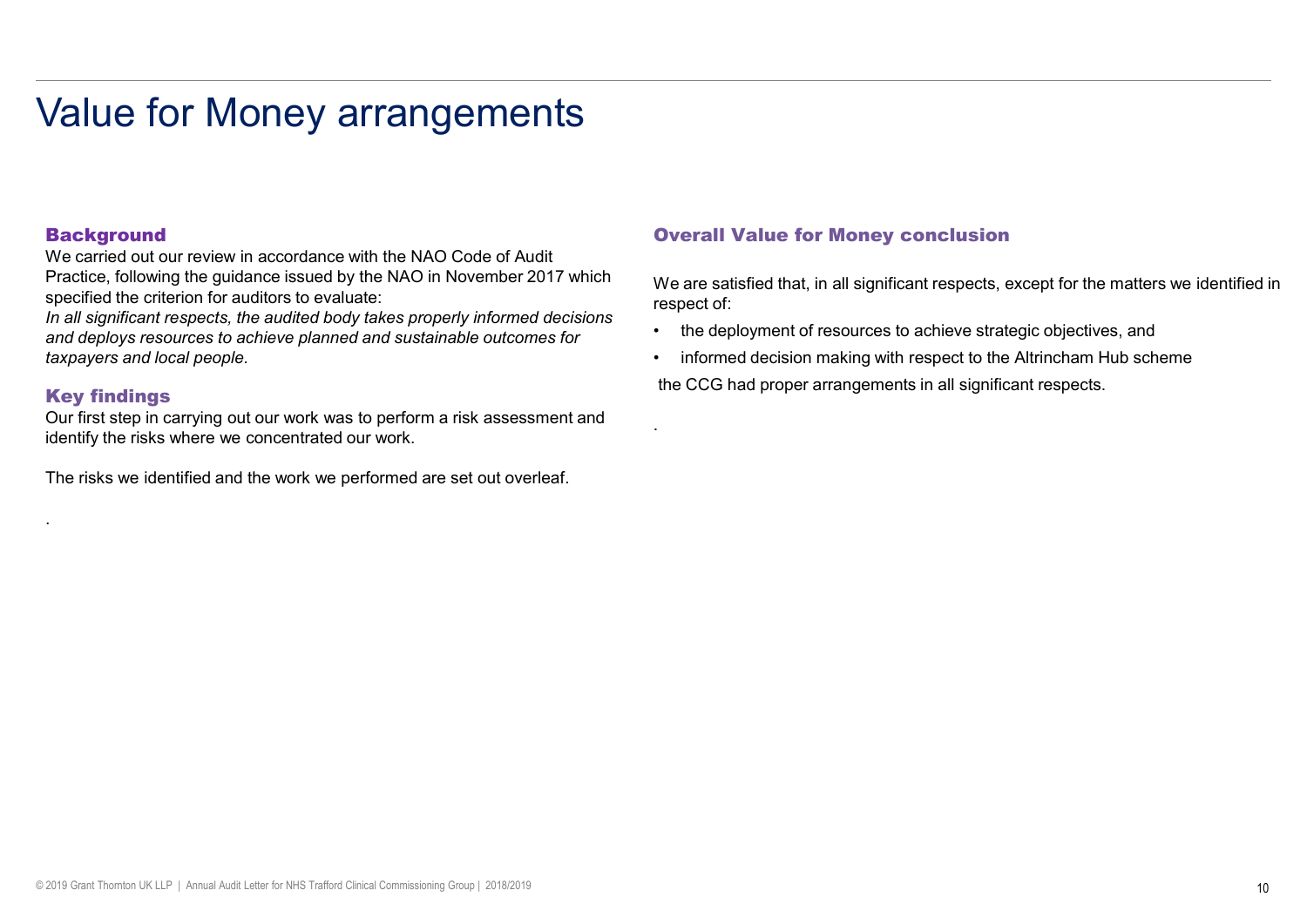# Value for Money arrangements

## Background

We carried out our review in accordance with the NAO Code of Audit Practice, following the guidance issued by the NAO in November 2017 which specified the criterion for auditors to evaluate:

*In all significant respects, the audited body takes properly informed decisions and deploys resources to achieve planned and sustainable outcomes for taxpayers and local people.*

## Key findings

Our first step in carrying out our work was to perform a risk assessment and identify the risks where we concentrated our work.

The risks we identified and the work we performed are set out overleaf.

.

## Overall Value for Money conclusion

We are satisfied that, in all significant respects, except for the matters we identified in respect of:

- the deployment of resources to achieve strategic objectives, and
- informed decision making with respect to the Altrincham Hub scheme

the CCG had proper arrangements in all significant respects.

.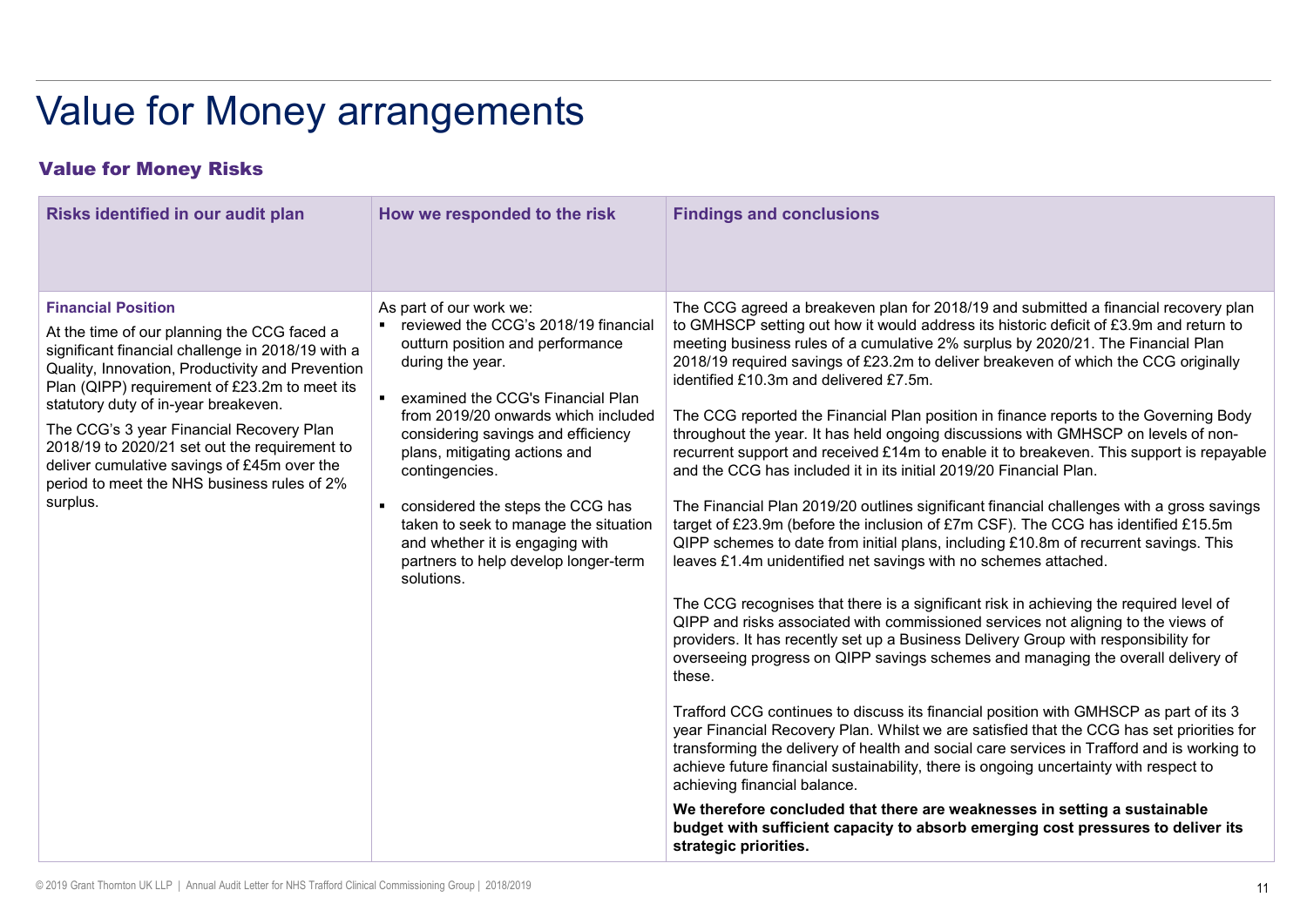# Value for Money arrangements

## Value for Money Risks

| Risks identified in our audit plan | How we responded to the risk | Findings and conclusions |
| --- | --- | --- |
| **Financial Position**<br>At the time of our planning the CCG faced a significant financial challenge in 2018/19 with a Quality, Innovation, Productivity and Prevention Plan (QIPP) requirement of £23.2m to meet its statutory duty of in-year breakeven.<br>The CCG's 3 year Financial Recovery Plan 2018/19 to 2020/21 set out the requirement to deliver cumulative savings of £45m over the period to meet the NHS business rules of 2% surplus. | As part of our work we:<br>▪ reviewed the CCG's 2018/19 financial outturn position and performance during the year.<br>▪ examined the CCG's Financial Plan from 2019/20 onwards which included considering savings and efficiency plans, mitigating actions and contingencies.<br>▪ considered the steps the CCG has taken to seek to manage the situation and whether it is engaging with partners to help develop longer-term solutions. | The CCG agreed a breakeven plan for 2018/19 and submitted a financial recovery plan to GMHSCP setting out how it would address its historic deficit of £3.9m and return to meeting business rules of a cumulative 2% surplus by 2020/21. The Financial Plan 2018/19 required savings of £23.2m to deliver breakeven of which the CCG originally identified £10.3m and delivered £7.5m.<br><br>The CCG reported the Financial Plan position in finance reports to the Governing Body throughout the year. It has held ongoing discussions with GMHSCP on levels of non-recurrent support and received £14m to enable it to breakeven. This support is repayable and the CCG has included it in its initial 2019/20 Financial Plan.<br><br>The Financial Plan 2019/20 outlines significant financial challenges with a gross savings target of £23.9m (before the inclusion of £7m CSF). The CCG has identified £15.5m QIPP schemes to date from initial plans, including £10.8m of recurrent savings. This leaves £1.4m unidentified net savings with no schemes attached.<br><br>The CCG recognises that there is a significant risk in achieving the required level of QIPP and risks associated with commissioned services not aligning to the views of providers. It has recently set up a Business Delivery Group with responsibility for overseeing progress on QIPP savings schemes and managing the overall delivery of these.<br><br>Trafford CCG continues to discuss its financial position with GMHSCP as part of its 3 year Financial Recovery Plan. Whilst we are satisfied that the CCG has set priorities for transforming the delivery of health and social care services in Trafford and is working to achieve future financial sustainability, there is ongoing uncertainty with respect to achieving financial balance.<br>**We therefore concluded that there are weaknesses in setting a sustainable budget with sufficient capacity to absorb emerging cost pressures to deliver its strategic priorities.** |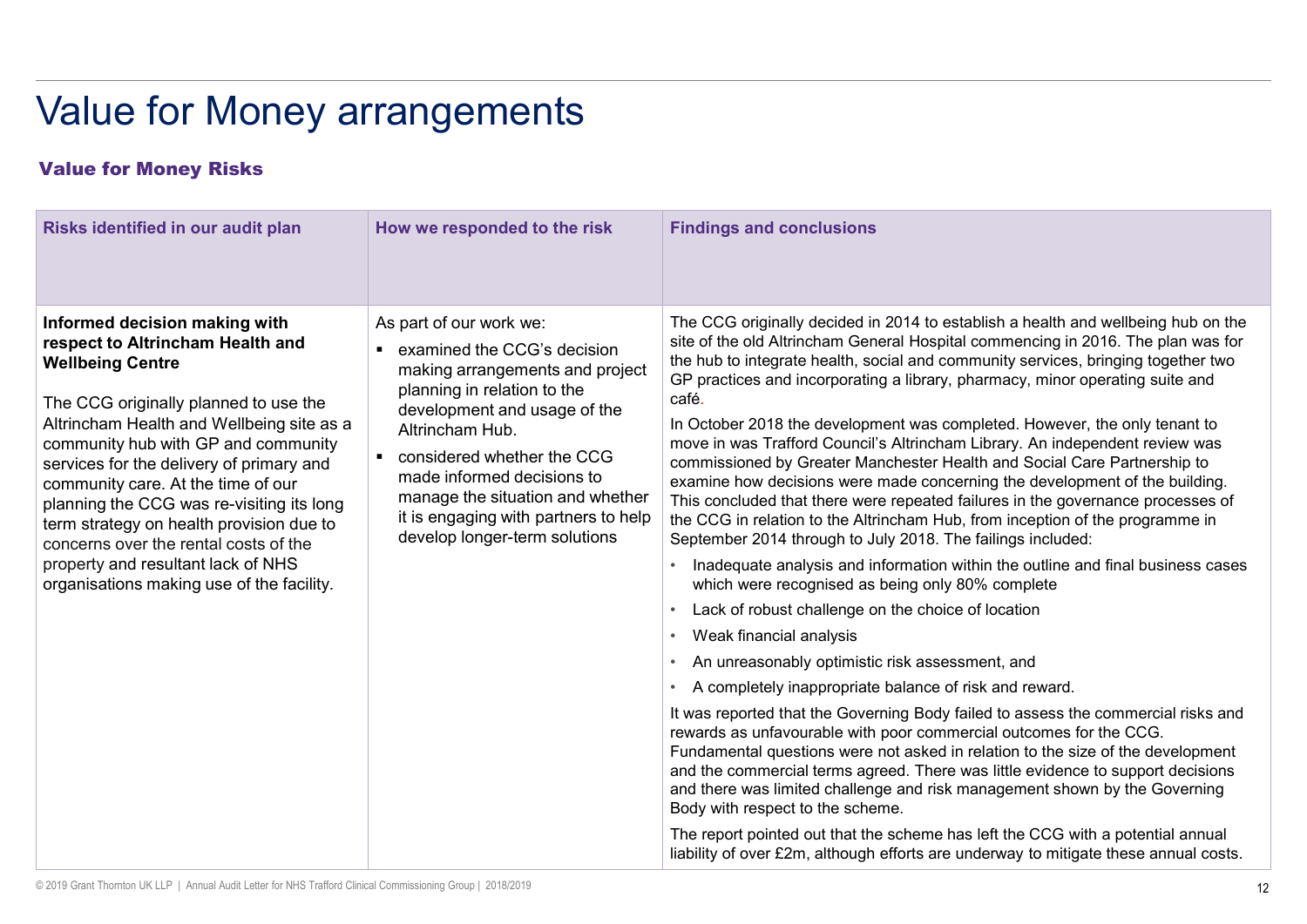# Value for Money arrangements

## Value for Money Risks

| Risks identified in our audit plan | How we responded to the risk | Findings and conclusions |
| --- | --- | --- |
| **Informed decision making with respect to Altrincham Health and Wellbeing Centre**<br><br>The CCG originally planned to use the Altrincham Health and Wellbeing site as a community hub with GP and community services for the delivery of primary and community care. At the time of our planning the CCG was re-visiting its long term strategy on health provision due to concerns over the rental costs of the property and resultant lack of NHS organisations making use of the facility. | As part of our work we:<br>▪ examined the CCG's decision making arrangements and project planning in relation to the development and usage of the Altrincham Hub.<br>▪ considered whether the CCG made informed decisions to manage the situation and whether it is engaging with partners to help develop longer-term solutions | The CCG originally decided in 2014 to establish a health and wellbeing hub on the site of the old Altrincham General Hospital commencing in 2016. The plan was for the hub to integrate health, social and community services, bringing together two GP practices and incorporating a library, pharmacy, minor operating suite and café.<br><br>In October 2018 the development was completed. However, the only tenant to move in was Trafford Council's Altrincham Library. An independent review was commissioned by Greater Manchester Health and Social Care Partnership to examine how decisions were made concerning the development of the building. This concluded that there were repeated failures in the governance processes of the CCG in relation to the Altrincham Hub, from inception of the programme in September 2014 through to July 2018. The failings included:<br>• Inadequate analysis and information within the outline and final business cases which were recognised as being only 80% complete<br>• Lack of robust challenge on the choice of location<br>• Weak financial analysis<br>• An unreasonably optimistic risk assessment, and<br>• A completely inappropriate balance of risk and reward.<br><br>It was reported that the Governing Body failed to assess the commercial risks and rewards as unfavourable with poor commercial outcomes for the CCG. Fundamental questions were not asked in relation to the size of the development and the commercial terms agreed. There was little evidence to support decisions and there was limited challenge and risk management shown by the Governing Body with respect to the scheme.<br><br>The report pointed out that the scheme has left the CCG with a potential annual liability of over £2m, although efforts are underway to mitigate these annual costs. |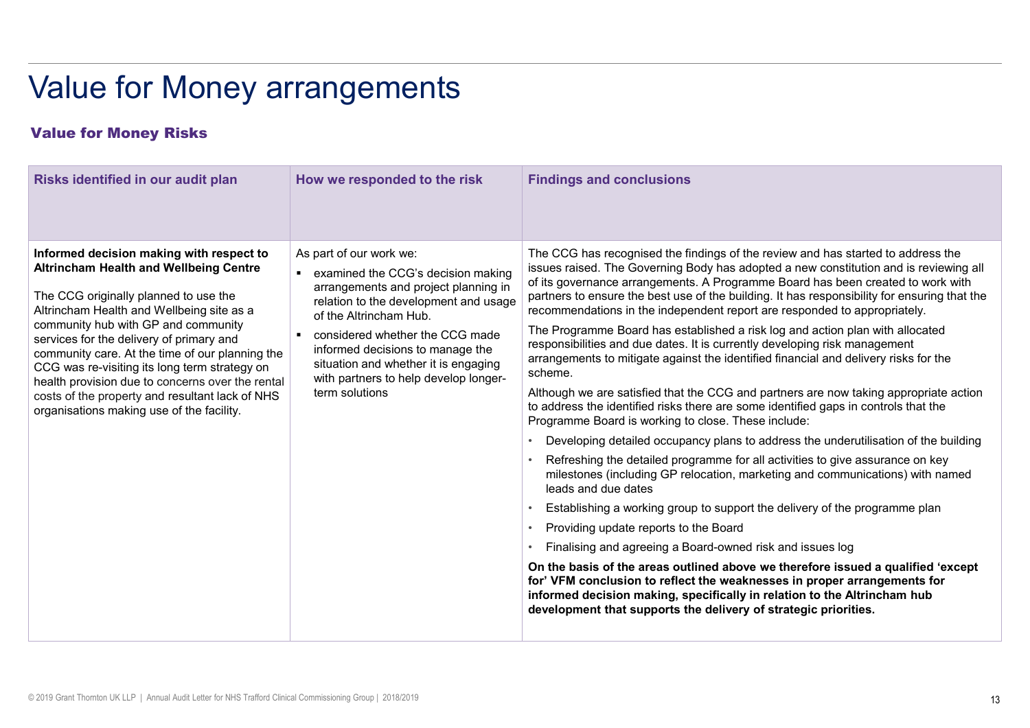# Value for Money arrangements

## Value for Money Risks

| Risks identified in our audit plan | How we responded to the risk | Findings and conclusions |
|---|---|---|
| **Informed decision making with respect to Altrincham Health and Wellbeing Centre**<br><br>The CCG originally planned to use the Altrincham Health and Wellbeing site as a community hub with GP and community services for the delivery of primary and community care. At the time of our planning the CCG was re-visiting its long term strategy on health provision due to concerns over the rental costs of the property and resultant lack of NHS organisations making use of the facility. | As part of our work we:<br>▪ examined the CCG's decision making arrangements and project planning in relation to the development and usage of the Altrincham Hub.<br>▪ considered whether the CCG made informed decisions to manage the situation and whether it is engaging with partners to help develop longer-term solutions | The CCG has recognised the findings of the review and has started to address the issues raised. The Governing Body has adopted a new constitution and is reviewing all of its governance arrangements. A Programme Board has been created to work with partners to ensure the best use of the building. It has responsibility for ensuring that the recommendations in the independent report are responded to appropriately.<br><br>The Programme Board has established a risk log and action plan with allocated responsibilities and due dates. It is currently developing risk management arrangements to mitigate against the identified financial and delivery risks for the scheme.<br><br>Although we are satisfied that the CCG and partners are now taking appropriate action to address the identified risks there are some identified gaps in controls that the Programme Board is working to close. These include:<br>• Developing detailed occupancy plans to address the underutilisation of the building<br>• Refreshing the detailed programme for all activities to give assurance on key milestones (including GP relocation, marketing and communications) with named leads and due dates<br>• Establishing a working group to support the delivery of the programme plan<br>• Providing update reports to the Board<br>• Finalising and agreeing a Board-owned risk and issues log<br><br>**On the basis of the areas outlined above we therefore issued a qualified 'except for' VFM conclusion to reflect the weaknesses in proper arrangements for informed decision making, specifically in relation to the Altrincham hub development that supports the delivery of strategic priorities.** |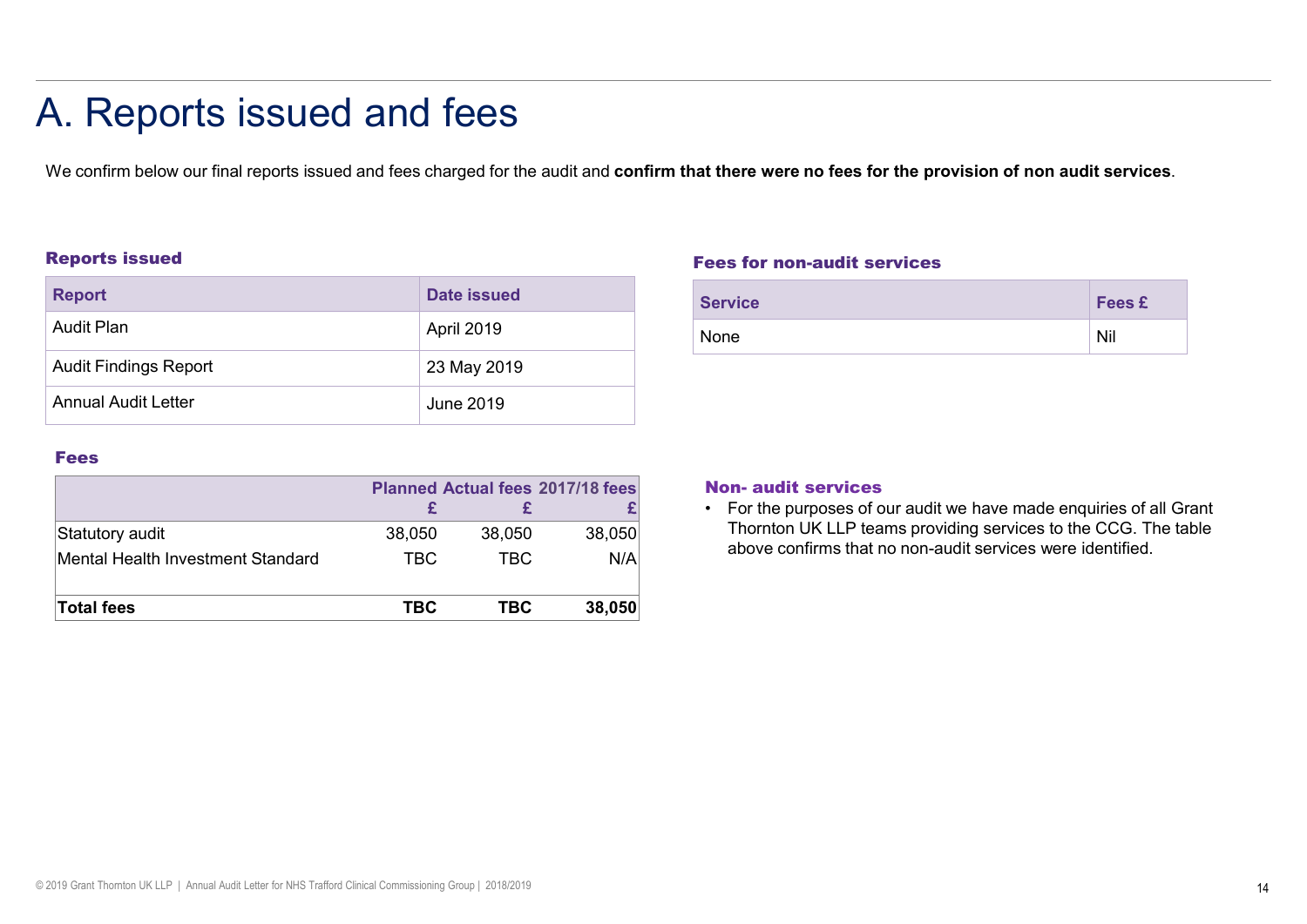# A. Reports issued and fees

We confirm below our final reports issued and fees charged for the audit and **confirm that there were no fees for the provision of non audit services**.

### Reports issued

| Report | Date issued |
|---|---|
| Audit Plan | April 2019 |
| Audit Findings Report | 23 May 2019 |
| Annual Audit Letter | June 2019 |

### Fees

| | Planned £ | Actual fees £ | 2017/18 fees £ |
|---|---|---|---|
| Statutory audit | 38,050 | 38,050 | 38,050 |
| Mental Health Investment Standard | TBC | TBC | N/A |
| **Total fees** | **TBC** | **TBC** | **38,050** |

### Fees for non-audit services

| Service | Fees £ |
|---|---|
| None | Nil |

### Non- audit services

- For the purposes of our audit we have made enquiries of all Grant Thornton UK LLP teams providing services to the CCG. The table above confirms that no non-audit services were identified.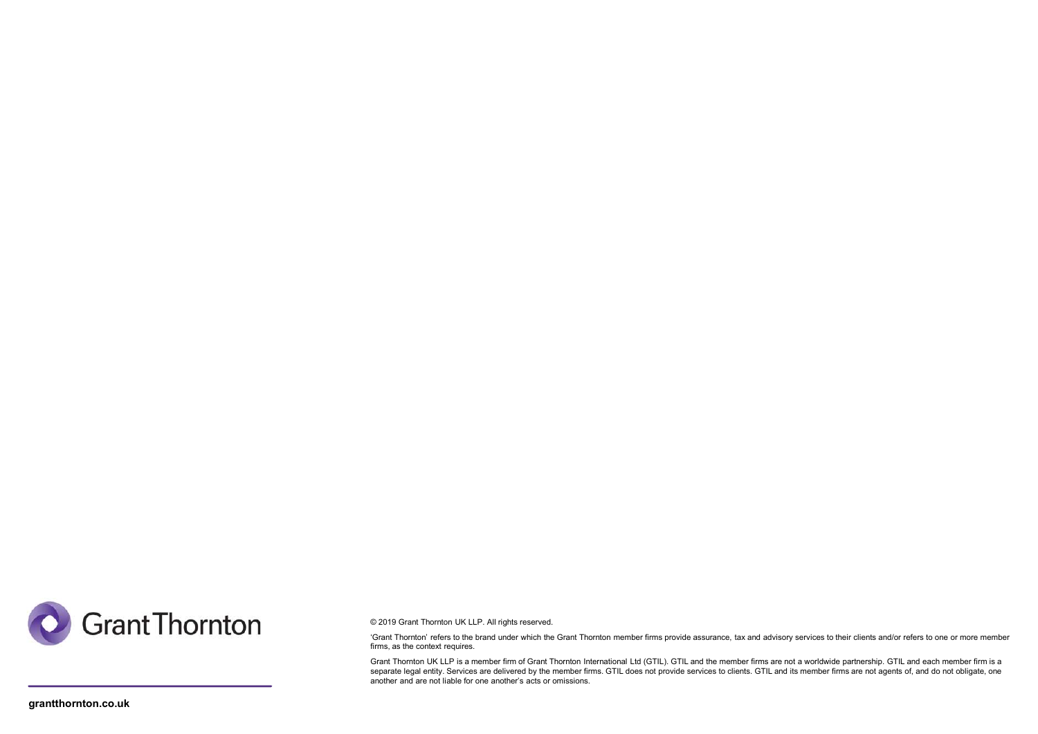Grant Thornton

grantthornton.co.uk

© 2019 Grant Thornton UK LLP. All rights reserved.

'Grant Thornton' refers to the brand under which the Grant Thornton member firms provide assurance, tax and advisory services to their clients and/or refers to one or more member firms, as the context requires.

Grant Thornton UK LLP is a member firm of Grant Thornton International Ltd (GTIL). GTIL and the member firms are not a worldwide partnership. GTIL and each member firm is a separate legal entity. Services are delivered by the member firms. GTIL does not provide services to clients. GTIL and its member firms are not agents of, and do not obligate, one another and are not liable for one another's acts or omissions.